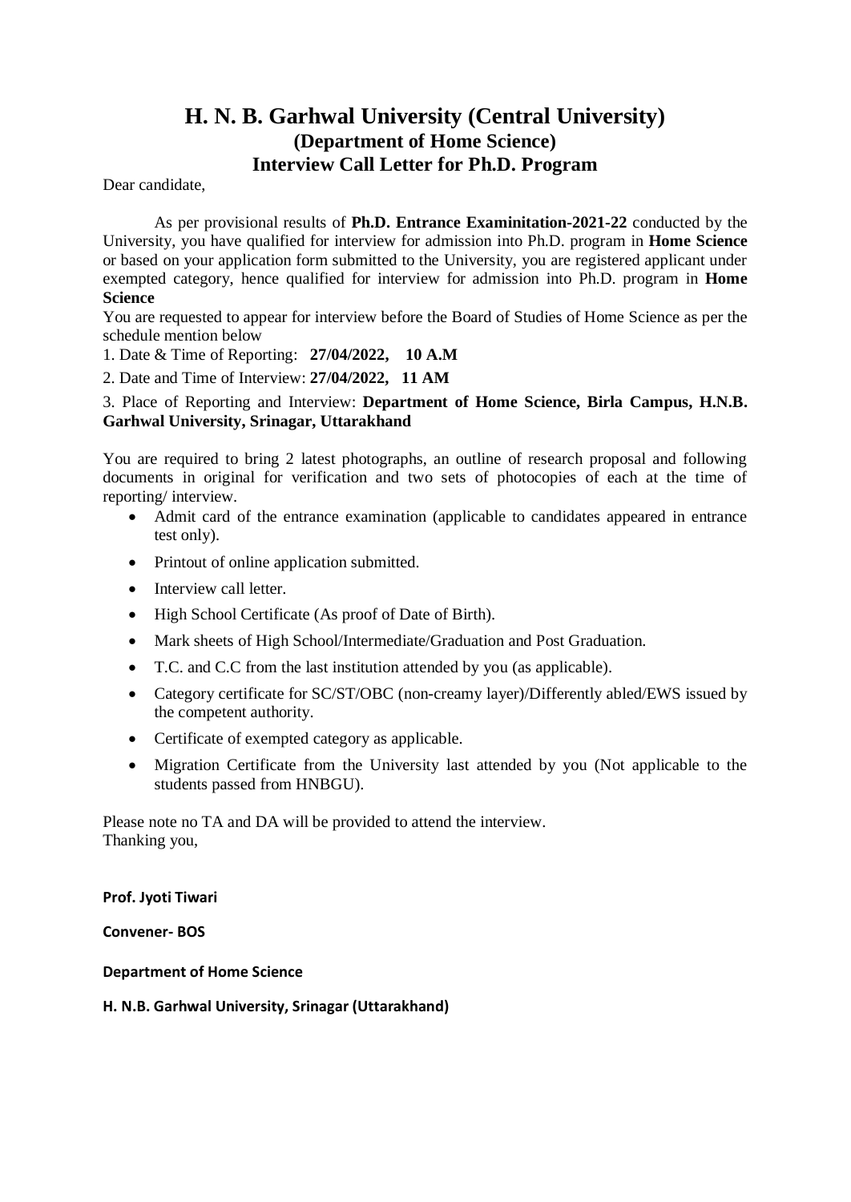# H. N. B. Garhwal University (Central University)
## (Department of Home Science)
## Interview Call Letter for Ph.D. Program

Dear candidate,

As per provisional results of **Ph.D. Entrance Examinitation-2021-22** conducted by the University, you have qualified for interview for admission into Ph.D. program in **Home Science** or based on your application form submitted to the University, you are registered applicant under exempted category, hence qualified for interview for admission into Ph.D. program in **Home Science**

You are requested to appear for interview before the Board of Studies of Home Science as per the schedule mention below

1. Date & Time of Reporting: **27/04/2022, 10 A.M**
2. Date and Time of Interview: **27/04/2022, 11 AM**
3. Place of Reporting and Interview: **Department of Home Science, Birla Campus, H.N.B. Garhwal University, Srinagar, Uttarakhand**

You are required to bring 2 latest photographs, an outline of research proposal and following documents in original for verification and two sets of photocopies of each at the time of reporting/ interview.

- Admit card of the entrance examination (applicable to candidates appeared in entrance test only).
- Printout of online application submitted.
- Interview call letter.
- High School Certificate (As proof of Date of Birth).
- Mark sheets of High School/Intermediate/Graduation and Post Graduation.
- T.C. and C.C from the last institution attended by you (as applicable).
- Category certificate for SC/ST/OBC (non-creamy layer)/Differently abled/EWS issued by the competent authority.
- Certificate of exempted category as applicable.
- Migration Certificate from the University last attended by you (Not applicable to the students passed from HNBGU).

Please note no TA and DA will be provided to attend the interview.
Thanking you,

**Prof. Jyoti Tiwari**

**Convener- BOS**

**Department of Home Science**

**H. N.B. Garhwal University, Srinagar (Uttarakhand)**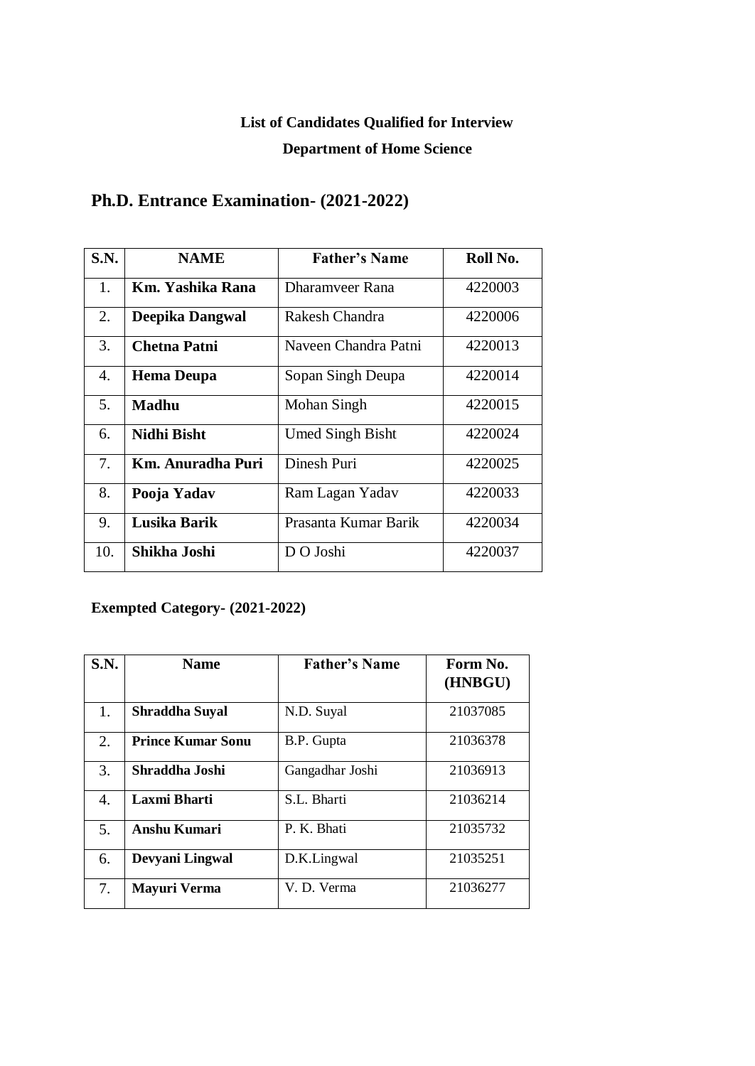**List of Candidates Qualified for Interview**

**Department of Home Science**

## Ph.D. Entrance Examination- (2021-2022)

| S.N. | NAME | Father's Name | Roll No. |
|---|---|---|---|
| 1. | **Km. Yashika Rana** | Dharamveer Rana | 4220003 |
| 2. | **Deepika Dangwal** | Rakesh Chandra | 4220006 |
| 3. | **Chetna Patni** | Naveen Chandra Patni | 4220013 |
| 4. | **Hema Deupa** | Sopan Singh Deupa | 4220014 |
| 5. | **Madhu** | Mohan Singh | 4220015 |
| 6. | **Nidhi Bisht** | Umed Singh Bisht | 4220024 |
| 7. | **Km. Anuradha Puri** | Dinesh Puri | 4220025 |
| 8. | **Pooja Yadav** | Ram Lagan Yadav | 4220033 |
| 9. | **Lusika Barik** | Prasanta Kumar Barik | 4220034 |
| 10. | **Shikha Joshi** | D O Joshi | 4220037 |

**Exempted Category- (2021-2022)**

| S.N. | Name | Father's Name | Form No. (HNBGU) |
|---|---|---|---|
| 1. | **Shraddha Suyal** | N.D. Suyal | 21037085 |
| 2. | **Prince Kumar Sonu** | B.P. Gupta | 21036378 |
| 3. | **Shraddha Joshi** | Gangadhar Joshi | 21036913 |
| 4. | **Laxmi Bharti** | S.L. Bharti | 21036214 |
| 5. | **Anshu Kumari** | P. K. Bhati | 21035732 |
| 6. | **Devyani Lingwal** | D.K.Lingwal | 21035251 |
| 7. | **Mayuri Verma** | V. D. Verma | 21036277 |